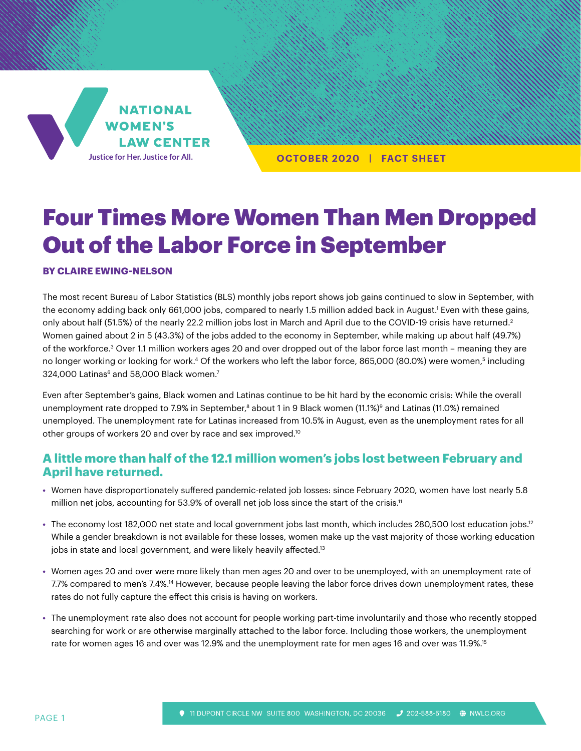NATIONAL WOMEN'S LAW CENTER

Justice for Her. Justice for All.

OCTOBER 2020 | FACT SHEET

# Four Times More Women Than Men Dropped Out of the Labor Force in September

**BY CLAIRE EWING-NELSON**

The most recent Bureau of Labor Statistics (BLS) monthly jobs report shows job gains continued to slow in September, with the economy adding back only 661,000 jobs, compared to nearly 1.5 million added back in August.[1] Even with these gains, only about half (51.5%) of the nearly 22.2 million jobs lost in March and April due to the COVID-19 crisis have returned.[2] Women gained about 2 in 5 (43.3%) of the jobs added to the economy in September, while making up about half (49.7%) of the workforce.[3] Over 1.1 million workers ages 20 and over dropped out of the labor force last month – meaning they are no longer working or looking for work.[4] Of the workers who left the labor force, 865,000 (80.0%) were women,[5] including 324,000 Latinas[6] and 58,000 Black women.[7]

Even after September's gains, Black women and Latinas continue to be hit hard by the economic crisis: While the overall unemployment rate dropped to 7.9% in September,[8] about 1 in 9 Black women (11.1%)[9] and Latinas (11.0%) remained unemployed. The unemployment rate for Latinas increased from 10.5% in August, even as the unemployment rates for all other groups of workers 20 and over by race and sex improved.[10]

## A little more than half of the 12.1 million women's jobs lost between February and April have returned.

- Women have disproportionately suffered pandemic-related job losses: since February 2020, women have lost nearly 5.8 million net jobs, accounting for 53.9% of overall net job loss since the start of the crisis.[11]
- The economy lost 182,000 net state and local government jobs last month, which includes 280,500 lost education jobs.[12] While a gender breakdown is not available for these losses, women make up the vast majority of those working education jobs in state and local government, and were likely heavily affected.[13]
- Women ages 20 and over were more likely than men ages 20 and over to be unemployed, with an unemployment rate of 7.7% compared to men's 7.4%.[14] However, because people leaving the labor force drives down unemployment rates, these rates do not fully capture the effect this crisis is having on workers.
- The unemployment rate also does not account for people working part-time involuntarily and those who recently stopped searching for work or are otherwise marginally attached to the labor force. Including those workers, the unemployment rate for women ages 16 and over was 12.9% and the unemployment rate for men ages 16 and over was 11.9%.[15]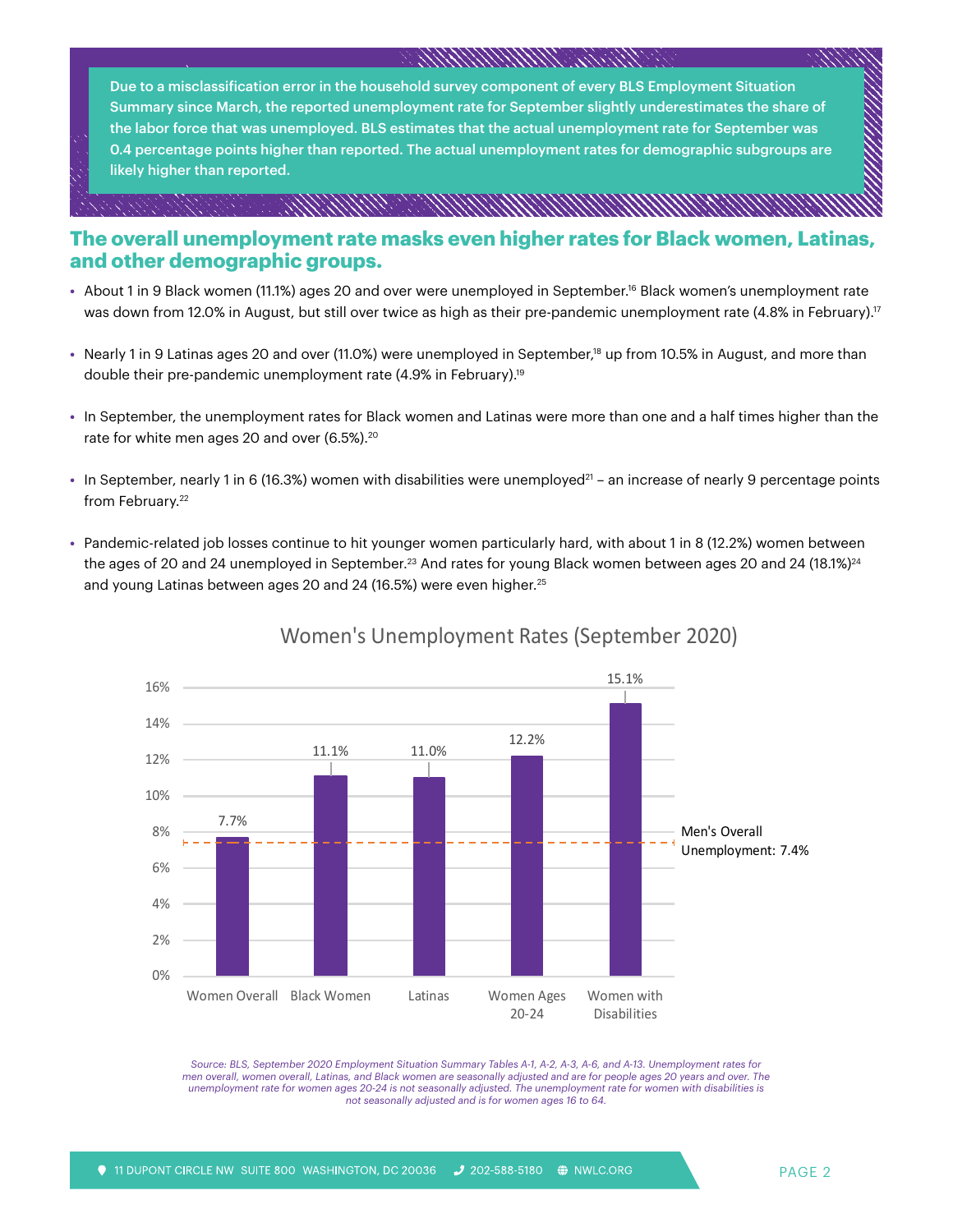Due to a misclassification error in the household survey component of every BLS Employment Situation Summary since March, the reported unemployment rate for September slightly underestimates the share of the labor force that was unemployed. BLS estimates that the actual unemployment rate for September was 0.4 percentage points higher than reported. The actual unemployment rates for demographic subgroups are likely higher than reported.

## The overall unemployment rate masks even higher rates for Black women, Latinas, and other demographic groups.

- About 1 in 9 Black women (11.1%) ages 20 and over were unemployed in September.[16] Black women's unemployment rate was down from 12.0% in August, but still over twice as high as their pre-pandemic unemployment rate (4.8% in February).[17]
- Nearly 1 in 9 Latinas ages 20 and over (11.0%) were unemployed in September,[18] up from 10.5% in August, and more than double their pre-pandemic unemployment rate (4.9% in February).[19]
- In September, the unemployment rates for Black women and Latinas were more than one and a half times higher than the rate for white men ages 20 and over (6.5%).[20]
- In September, nearly 1 in 6 (16.3%) women with disabilities were unemployed[21] – an increase of nearly 9 percentage points from February.[22]
- Pandemic-related job losses continue to hit younger women particularly hard, with about 1 in 8 (12.2%) women between the ages of 20 and 24 unemployed in September.[23] And rates for young Black women between ages 20 and 24 (18.1%)[24] and young Latinas between ages 20 and 24 (16.5%) were even higher.[25]

**Women's Unemployment Rates (September 2020)**

| Group | Unemployment Rate |
|---|---|
| Women Overall | 7.7% |
| Black Women | 11.1% |
| Latinas | 11.0% |
| Women Ages 20-24 | 12.2% |
| Women with Disabilities | 15.1% |

Men's Overall Unemployment: 7.4%

*Source: BLS, September 2020 Employment Situation Summary Tables A-1, A-2, A-3, A-6, and A-13. Unemployment rates for men overall, women overall, Latinas, and Black women are seasonally adjusted and are for people ages 20 years and over. The unemployment rate for women ages 20-24 is not seasonally adjusted. The unemployment rate for women with disabilities is not seasonally adjusted and is for women ages 16 to 64.*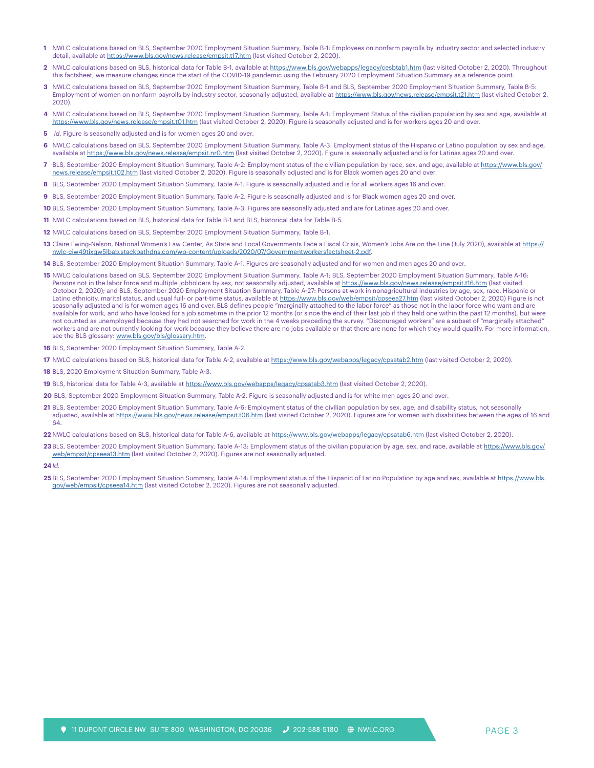1 NWLC calculations based on BLS, September 2020 Employment Situation Summary, Table B-1: Employees on nonfarm payrolls by industry sector and selected industry detail, available at https://www.bls.gov/news.release/empsit.t17.htm (last visited October 2, 2020).

2 NWLC calculations based on BLS, historical data for Table B-1, available at https://www.bls.gov/webapps/legacy/cesbtab1.htm (last visited October 2, 2020). Throughout this factsheet, we measure changes since the start of the COVID-19 pandemic using the February 2020 Employment Situation Summary as a reference point.

3 NWLC calculations based on BLS, September 2020 Employment Situation Summary, Table B-1 and BLS, September 2020 Employment Situation Summary, Table B-5: Employment of women on nonfarm payrolls by industry sector, seasonally adjusted, available at https://www.bls.gov/news.release/empsit.t21.htm (last visited October 2, 2020).

4 NWLC calculations based on BLS, September 2020 Employment Situation Summary, Table A-1: Employment Status of the civilian population by sex and age, available at https://www.bls.gov/news.release/empsit.t01.htm (last visited October 2, 2020). Figure is seasonally adjusted and is for workers ages 20 and over.

5 *Id.* Figure is seasonally adjusted and is for women ages 20 and over.

6 NWLC calculations based on BLS, September 2020 Employment Situation Summary, Table A-3: Employment status of the Hispanic or Latino population by sex and age, available at https://www.bls.gov/news.release/empsit.nr0.htm (last visited October 2, 2020). Figure is seasonally adjusted and is for Latinas ages 20 and over.

7 BLS, September 2020 Employment Situation Summary, Table A-2: Employment status of the civilian population by race, sex, and age, available at https://www.bls.gov/news.release/empsit.t02.htm (last visited October 2, 2020). Figure is seasonally adjusted and is for Black women ages 20 and over.

8 BLS, September 2020 Employment Situation Summary, Table A-1. Figure is seasonally adjusted and is for all workers ages 16 and over.

9 BLS, September 2020 Employment Situation Summary, Table A-2. Figure is seasonally adjusted and is for Black women ages 20 and over.

10 BLS, September 2020 Employment Situation Summary, Table A-3. Figures are seasonally adjusted and are for Latinas ages 20 and over.

11 NWLC calculations based on BLS, historical data for Table B-1 and BLS, historical data for Table B-5.

12 NWLC calculations based on BLS, September 2020 Employment Situation Summary, Table B-1.

13 Claire Ewing-Nelson, National Women's Law Center, As State and Local Governments Face a Fiscal Crisis, Women's Jobs Are on the Line (July 2020), available at https://nwlc-ciw49tixgw5lbab.stackpathdns.com/wp-content/uploads/2020/07/Governmentworkersfactsheet-2.pdf.

14 BLS, September 2020 Employment Situation Summary, Table A-1. Figures are seasonally adjusted and for women and men ages 20 and over.

15 NWLC calculations based on BLS, September 2020 Employment Situation Summary, Table A-1; BLS, September 2020 Employment Situation Summary, Table A-16: Persons not in the labor force and multiple jobholders by sex, not seasonally adjusted, available at https://www.bls.gov/news.release/empsit.t16.htm (last visited October 2, 2020); and BLS, September 2020 Employment Situation Summary, Table A-27: Persons at work in nonagricultural industries by age, sex, race, Hispanic or Latino ethnicity, marital status, and usual full- or part-time status, available at https://www.bls.gov/web/empsit/cpseea27.htm (last visited October 2, 2020) Figure is not seasonally adjusted and is for women ages 16 and over. BLS defines people "marginally attached to the labor force" as those not in the labor force who want and are available for work, and who have looked for a job sometime in the prior 12 months (or since the end of their last job if they held one within the past 12 months), but were not counted as unemployed because they had not searched for work in the 4 weeks preceding the survey. "Discouraged workers" are a subset of "marginally attached" workers and are not currently looking for work because they believe there are no jobs available or that there are none for which they would qualify. For more information, see the BLS glossary: www.bls.gov/bls/glossary.htm.

16 BLS, September 2020 Employment Situation Summary, Table A-2.

17 NWLC calculations based on BLS, historical data for Table A-2, available at https://www.bls.gov/webapps/legacy/cpsatab2.htm (last visited October 2, 2020).

18 BLS, 2020 Employment Situation Summary, Table A-3.

19 BLS, historical data for Table A-3, available at https://www.bls.gov/webapps/legacy/cpsatab3.htm (last visited October 2, 2020).

20 BLS, September 2020 Employment Situation Summary, Table A-2. Figure is seasonally adjusted and is for white men ages 20 and over.

21 BLS, September 2020 Employment Situation Summary, Table A-6: Employment status of the civilian population by sex, age, and disability status, not seasonally adjusted, available at https://www.bls.gov/news.release/empsit.t06.htm (last visited October 2, 2020). Figures are for women with disabilities between the ages of 16 and 64.

22 NWLC calculations based on BLS, historical data for Table A-6, available at https://www.bls.gov/webapps/legacy/cpsatab6.htm (last visited October 2, 2020).

23 BLS, September 2020 Employment Situation Summary, Table A-13: Employment status of the civilian population by age, sex, and race, available at https://www.bls.gov/web/empsit/cpseea13.htm (last visited October 2, 2020). Figures are not seasonally adjusted.

24 *Id.*

25 BLS, September 2020 Employment Situation Summary, Table A-14: Employment status of the Hispanic of Latino Population by age and sex, available at https://www.bls.gov/web/empsit/cpseea14.htm (last visited October 2, 2020). Figures are not seasonally adjusted.